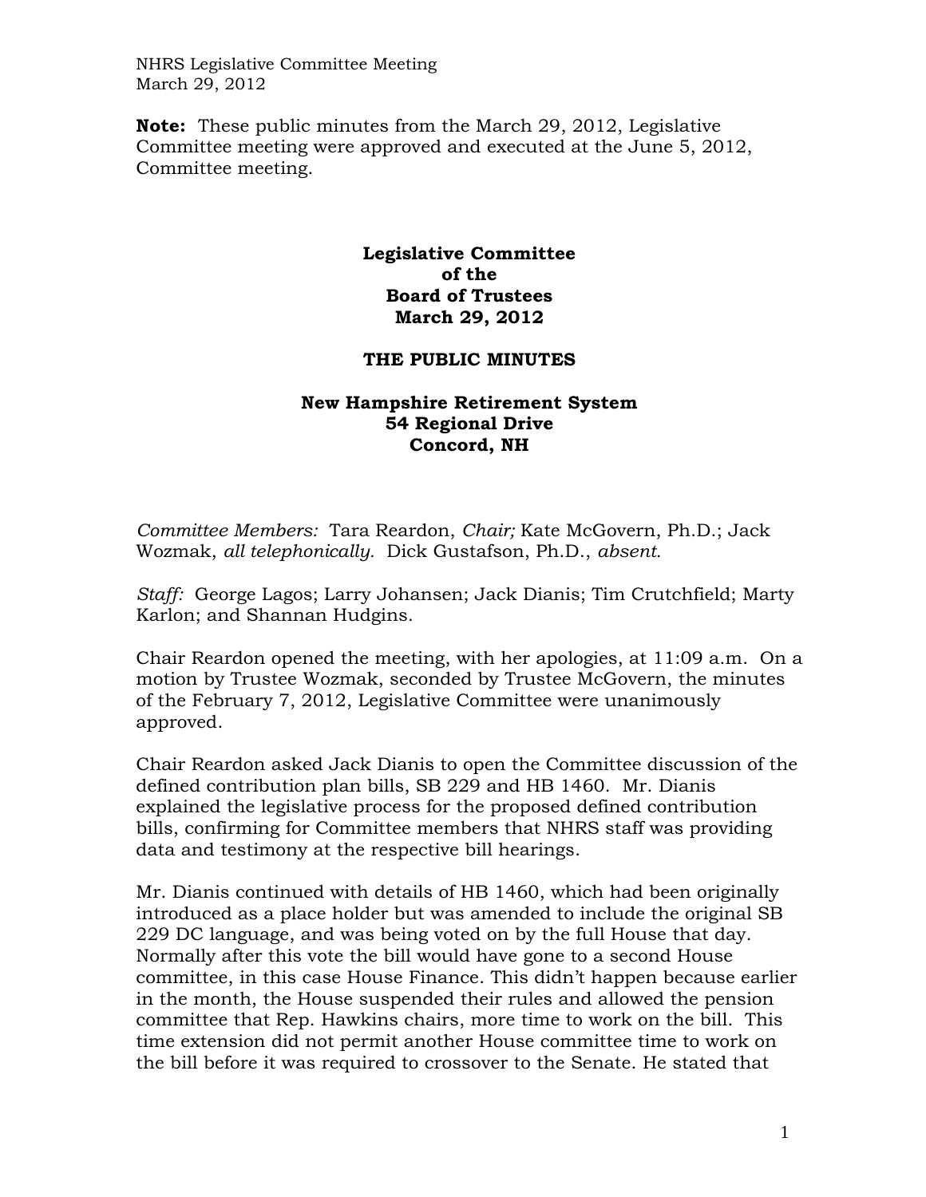**Note:** These public minutes from the March 29, 2012, Legislative Committee meeting were approved and executed at the June 5, 2012, Committee meeting.

# Legislative Committee of the Board of Trustees March 29, 2012

## THE PUBLIC MINUTES

### New Hampshire Retirement System 54 Regional Drive Concord, NH

*Committee Members:* Tara Reardon, *Chair;* Kate McGovern, Ph.D.; Jack Wozmak, *all telephonically.* Dick Gustafson, Ph.D., *absent.*

*Staff:* George Lagos; Larry Johansen; Jack Dianis; Tim Crutchfield; Marty Karlon; and Shannan Hudgins.

Chair Reardon opened the meeting, with her apologies, at 11:09 a.m. On a motion by Trustee Wozmak, seconded by Trustee McGovern, the minutes of the February 7, 2012, Legislative Committee were unanimously approved.

Chair Reardon asked Jack Dianis to open the Committee discussion of the defined contribution plan bills, SB 229 and HB 1460. Mr. Dianis explained the legislative process for the proposed defined contribution bills, confirming for Committee members that NHRS staff was providing data and testimony at the respective bill hearings.

Mr. Dianis continued with details of HB 1460, which had been originally introduced as a place holder but was amended to include the original SB 229 DC language, and was being voted on by the full House that day. Normally after this vote the bill would have gone to a second House committee, in this case House Finance. This didn't happen because earlier in the month, the House suspended their rules and allowed the pension committee that Rep. Hawkins chairs, more time to work on the bill. This time extension did not permit another House committee time to work on the bill before it was required to crossover to the Senate. He stated that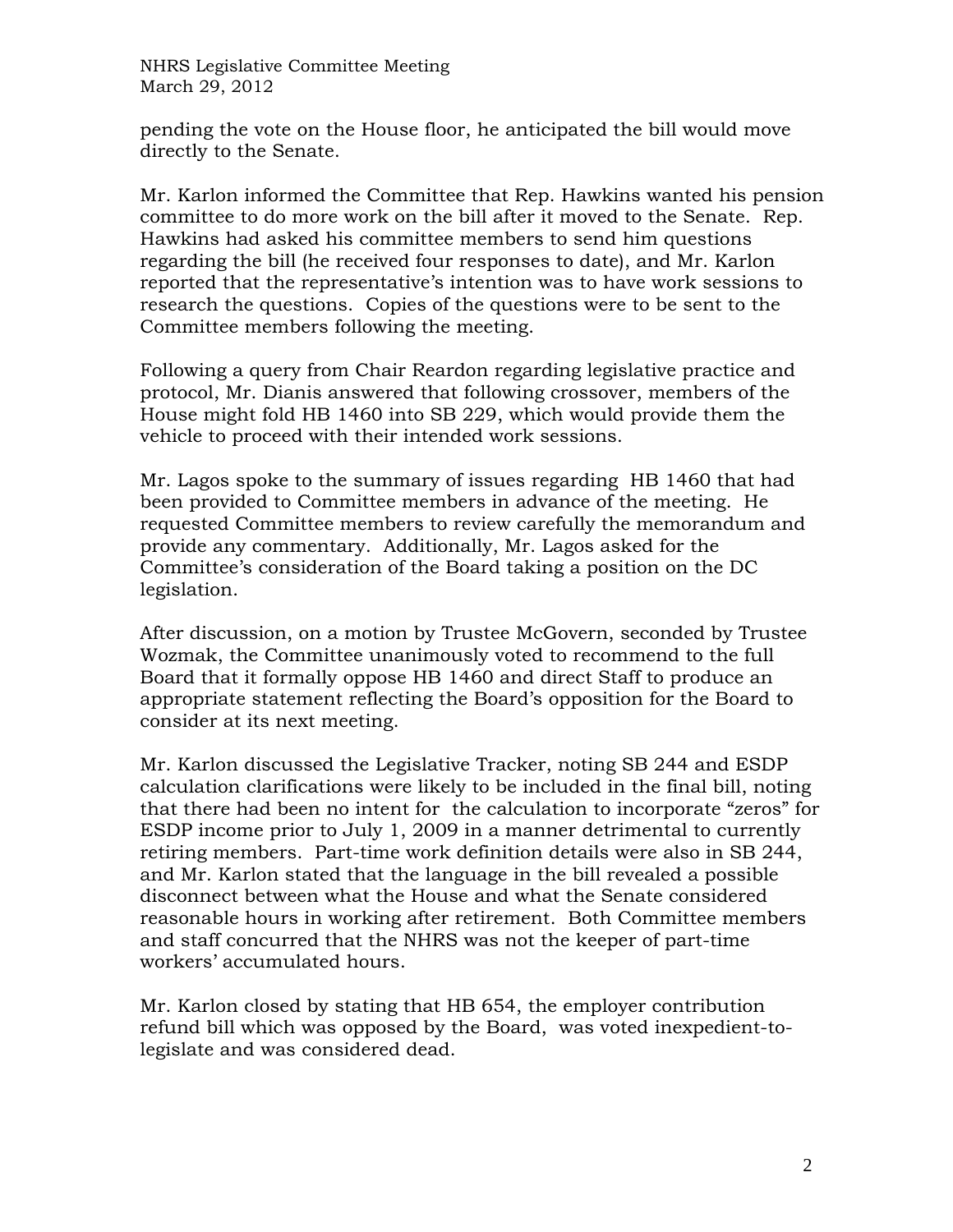pending the vote on the House floor, he anticipated the bill would move directly to the Senate.

Mr. Karlon informed the Committee that Rep. Hawkins wanted his pension committee to do more work on the bill after it moved to the Senate. Rep. Hawkins had asked his committee members to send him questions regarding the bill (he received four responses to date), and Mr. Karlon reported that the representative's intention was to have work sessions to research the questions. Copies of the questions were to be sent to the Committee members following the meeting.

Following a query from Chair Reardon regarding legislative practice and protocol, Mr. Dianis answered that following crossover, members of the House might fold HB 1460 into SB 229, which would provide them the vehicle to proceed with their intended work sessions.

Mr. Lagos spoke to the summary of issues regarding HB 1460 that had been provided to Committee members in advance of the meeting. He requested Committee members to review carefully the memorandum and provide any commentary. Additionally, Mr. Lagos asked for the Committee's consideration of the Board taking a position on the DC legislation.

After discussion, on a motion by Trustee McGovern, seconded by Trustee Wozmak, the Committee unanimously voted to recommend to the full Board that it formally oppose HB 1460 and direct Staff to produce an appropriate statement reflecting the Board's opposition for the Board to consider at its next meeting.

Mr. Karlon discussed the Legislative Tracker, noting SB 244 and ESDP calculation clarifications were likely to be included in the final bill, noting that there had been no intent for the calculation to incorporate "zeros" for ESDP income prior to July 1, 2009 in a manner detrimental to currently retiring members. Part-time work definition details were also in SB 244, and Mr. Karlon stated that the language in the bill revealed a possible disconnect between what the House and what the Senate considered reasonable hours in working after retirement. Both Committee members and staff concurred that the NHRS was not the keeper of part-time workers' accumulated hours.

Mr. Karlon closed by stating that HB 654, the employer contribution refund bill which was opposed by the Board, was voted inexpedient-to-legislate and was considered dead.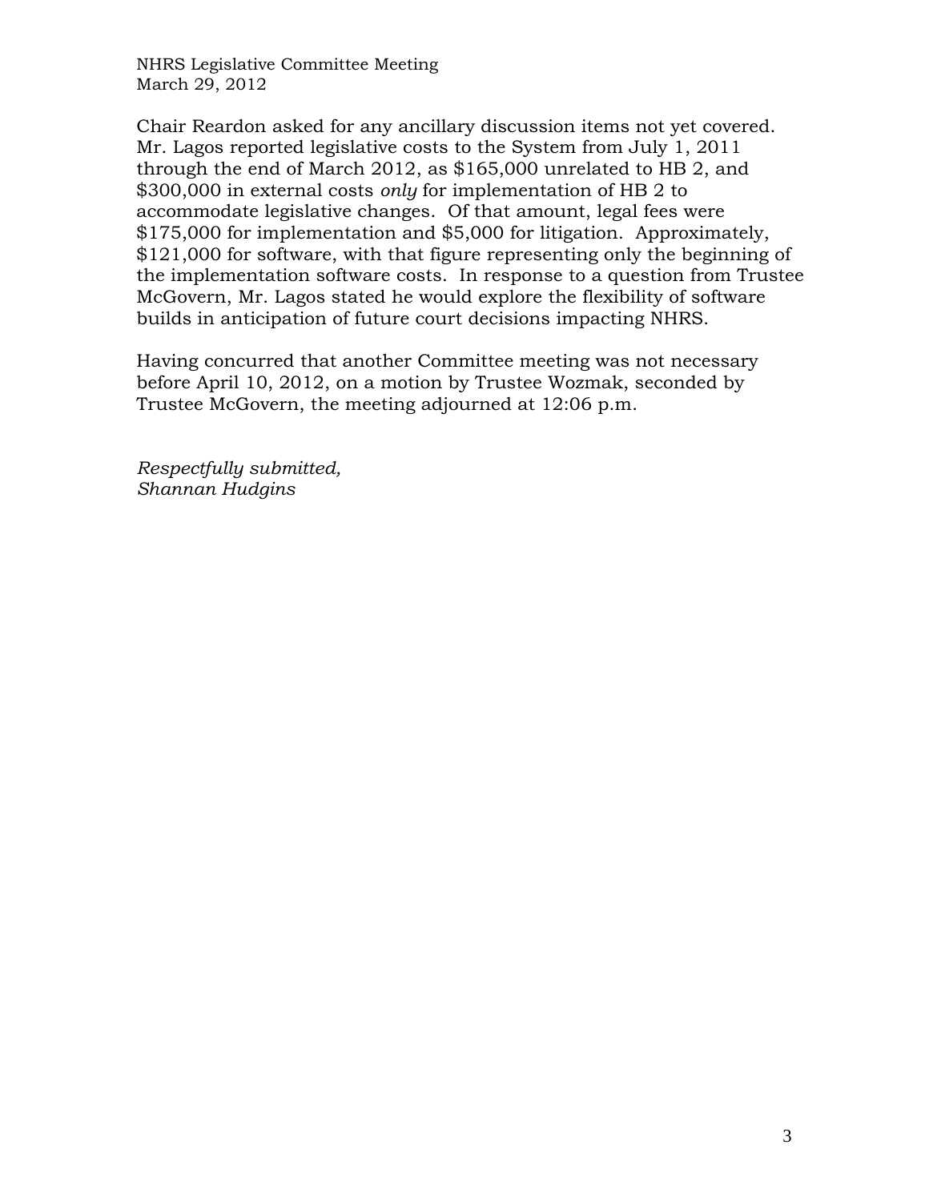Chair Reardon asked for any ancillary discussion items not yet covered. Mr. Lagos reported legislative costs to the System from July 1, 2011 through the end of March 2012, as $165,000 unrelated to HB 2, and $300,000 in external costs *only* for implementation of HB 2 to accommodate legislative changes. Of that amount, legal fees were $175,000 for implementation and $5,000 for litigation. Approximately, $121,000 for software, with that figure representing only the beginning of the implementation software costs. In response to a question from Trustee McGovern, Mr. Lagos stated he would explore the flexibility of software builds in anticipation of future court decisions impacting NHRS.

Having concurred that another Committee meeting was not necessary before April 10, 2012, on a motion by Trustee Wozmak, seconded by Trustee McGovern, the meeting adjourned at 12:06 p.m.

*Respectfully submitted,*
*Shannan Hudgins*